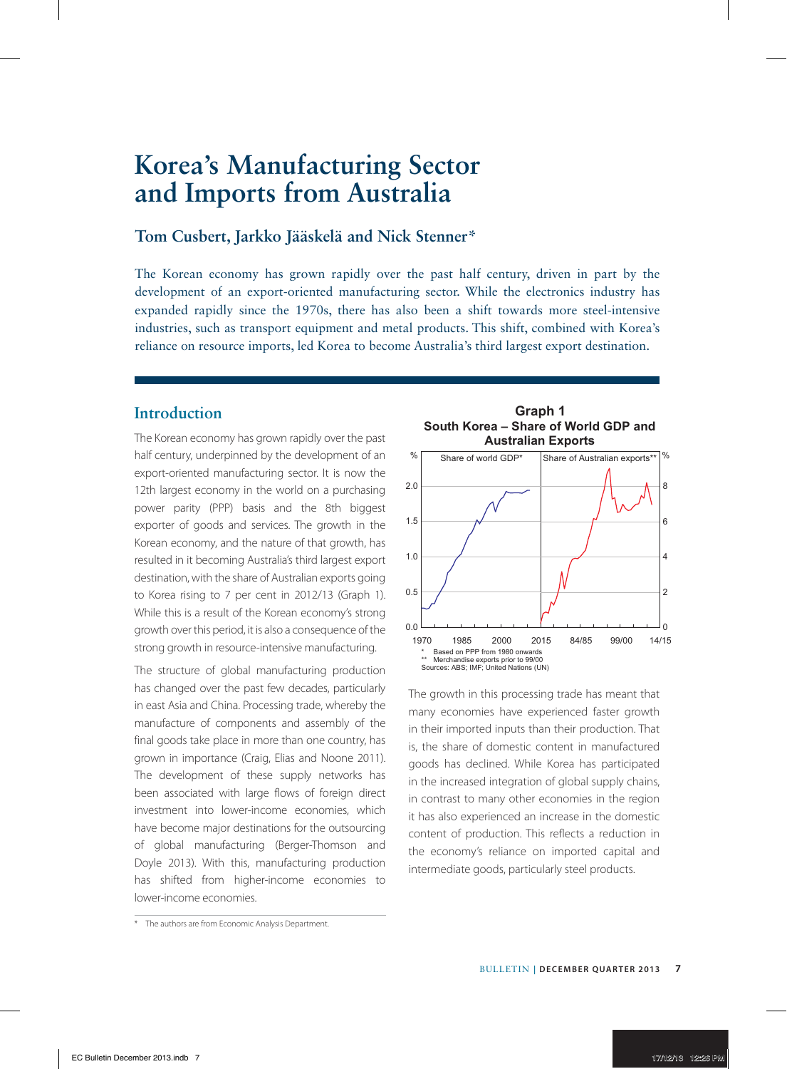# Korea's Manufacturing Sector and Imports from Australia

## Tom Cusbert, Jarkko Jääskelä and Nick Stenner*

The Korean economy has grown rapidly over the past half century, driven in part by the development of an export-oriented manufacturing sector. While the electronics industry has expanded rapidly since the 1970s, there has also been a shift towards more steel-intensive industries, such as transport equipment and metal products. This shift, combined with Korea's reliance on resource imports, led Korea to become Australia's third largest export destination.

## Introduction

The Korean economy has grown rapidly over the past half century, underpinned by the development of an export-oriented manufacturing sector. It is now the 12th largest economy in the world on a purchasing power parity (PPP) basis and the 8th biggest exporter of goods and services. The growth in the Korean economy, and the nature of that growth, has resulted in it becoming Australia's third largest export destination, with the share of Australian exports going to Korea rising to 7 per cent in 2012/13 (Graph 1). While this is a result of the Korean economy's strong growth over this period, it is also a consequence of the strong growth in resource-intensive manufacturing.

**Graph 1**
**South Korea – Share of World GDP and Australian Exports**

\* Based on PPP from 1980 onwards
\*\* Merchandise exports prior to 99/00
Sources: ABS; IMF; United Nations (UN)

The structure of global manufacturing production has changed over the past few decades, particularly in east Asia and China. Processing trade, whereby the manufacture of components and assembly of the final goods take place in more than one country, has grown in importance (Craig, Elias and Noone 2011). The development of these supply networks has been associated with large flows of foreign direct investment into lower-income economies, which have become major destinations for the outsourcing of global manufacturing (Berger-Thomson and Doyle 2013). With this, manufacturing production has shifted from higher-income economies to lower-income economies.

The growth in this processing trade has meant that many economies have experienced faster growth in their imported inputs than their production. That is, the share of domestic content in manufactured goods has declined. While Korea has participated in the increased integration of global supply chains, in contrast to many other economies in the region it has also experienced an increase in the domestic content of production. This reflects a reduction in the economy's reliance on imported capital and intermediate goods, particularly steel products.

\* The authors are from Economic Analysis Department.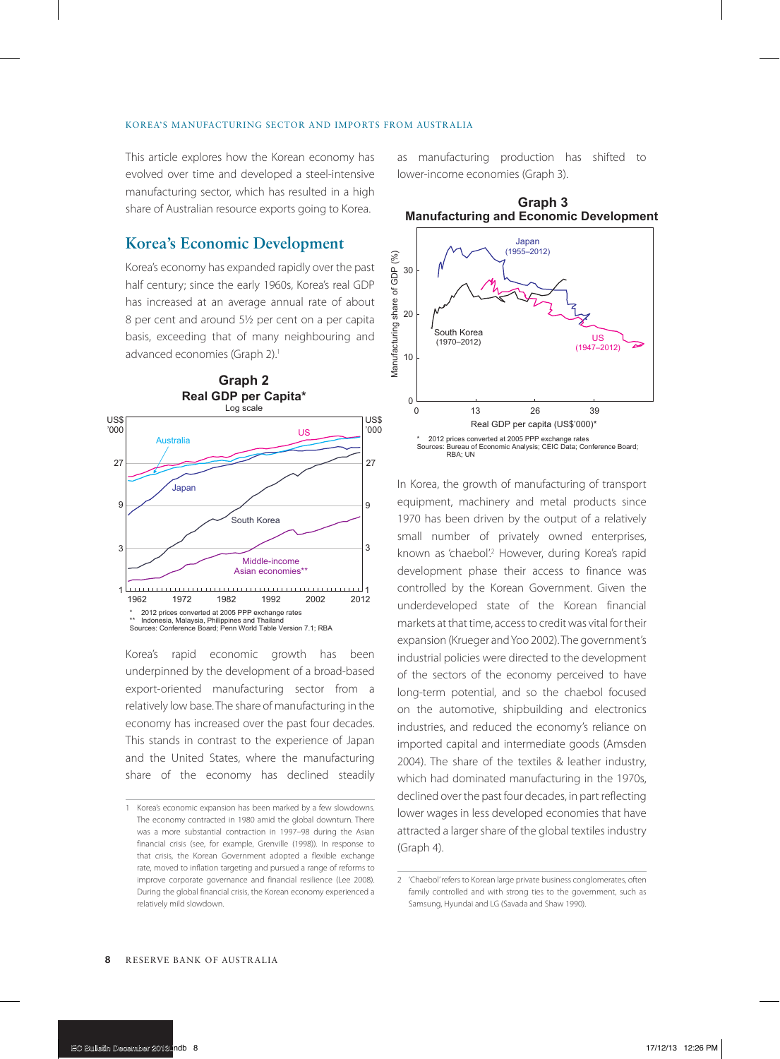This article explores how the Korean economy has evolved over time and developed a steel-intensive manufacturing sector, which has resulted in a high share of Australian resource exports going to Korea.

## Korea's Economic Development

Korea's economy has expanded rapidly over the past half century; since the early 1960s, Korea's real GDP has increased at an average annual rate of about 8 per cent and around 5½ per cent on a per capita basis, exceeding that of many neighbouring and advanced economies (Graph 2).[1]

**Graph 2**
**Real GDP per Capita***
Log scale

\* 2012 prices converted at 2005 PPP exchange rates
\*\* Indonesia, Malaysia, Philippines and Thailand
Sources: Conference Board; Penn World Table Version 7.1; RBA

Korea's rapid economic growth has been underpinned by the development of a broad-based export-oriented manufacturing sector from a relatively low base. The share of manufacturing in the economy has increased over the past four decades. This stands in contrast to the experience of Japan and the United States, where the manufacturing share of the economy has declined steadily as manufacturing production has shifted to lower-income economies (Graph 3).

**Graph 3**
**Manufacturing and Economic Development**

\* 2012 prices converted at 2005 PPP exchange rates
Sources: Bureau of Economic Analysis; CEIC Data; Conference Board; RBA; UN

In Korea, the growth of manufacturing of transport equipment, machinery and metal products since 1970 has been driven by the output of a relatively small number of privately owned enterprises, known as 'chaebol'.[2] However, during Korea's rapid development phase their access to finance was controlled by the Korean Government. Given the underdeveloped state of the Korean financial markets at that time, access to credit was vital for their expansion (Krueger and Yoo 2002). The government's industrial policies were directed to the development of the sectors of the economy perceived to have long-term potential, and so the chaebol focused on the automotive, shipbuilding and electronics industries, and reduced the economy's reliance on imported capital and intermediate goods (Amsden 2004). The share of the textiles & leather industry, which had dominated manufacturing in the 1970s, declined over the past four decades, in part reflecting lower wages in less developed economies that have attracted a larger share of the global textiles industry (Graph 4).

---

1 Korea's economic expansion has been marked by a few slowdowns. The economy contracted in 1980 amid the global downturn. There was a more substantial contraction in 1997–98 during the Asian financial crisis (see, for example, Grenville (1998)). In response to that crisis, the Korean Government adopted a flexible exchange rate, moved to inflation targeting and pursued a range of reforms to improve corporate governance and financial resilience (Lee 2008). During the global financial crisis, the Korean economy experienced a relatively mild slowdown.

2 'Chaebol' refers to Korean large private business conglomerates, often family controlled and with strong ties to the government, such as Samsung, Hyundai and LG (Savada and Shaw 1990).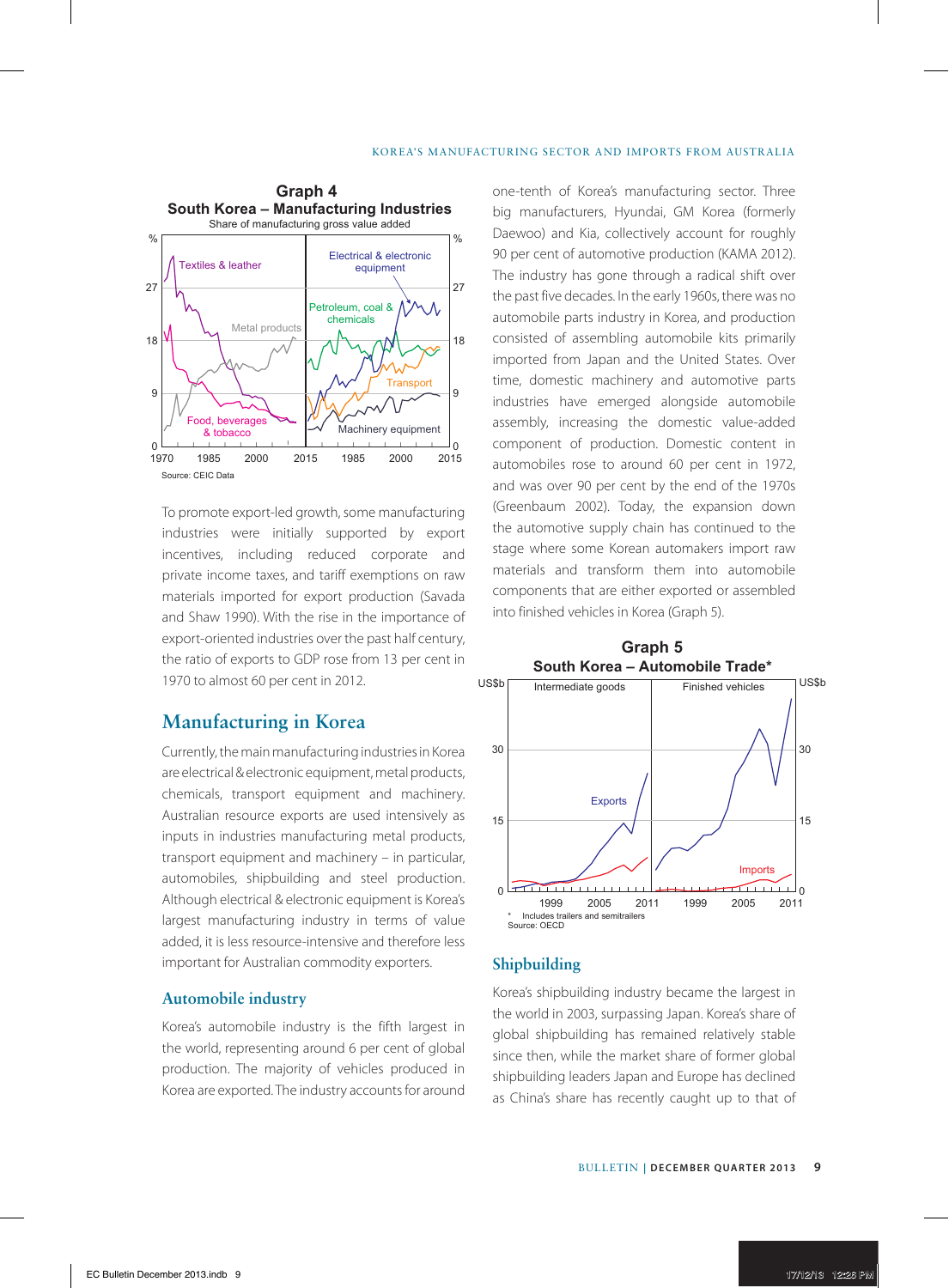**Graph 4**
**South Korea – Manufacturing Industries**
Share of manufacturing gross value added

Source: CEIC Data

To promote export-led growth, some manufacturing industries were initially supported by export incentives, including reduced corporate and private income taxes, and tariff exemptions on raw materials imported for export production (Savada and Shaw 1990). With the rise in the importance of export-oriented industries over the past half century, the ratio of exports to GDP rose from 13 per cent in 1970 to almost 60 per cent in 2012.

## Manufacturing in Korea

Currently, the main manufacturing industries in Korea are electrical & electronic equipment, metal products, chemicals, transport equipment and machinery. Australian resource exports are used intensively as inputs in industries manufacturing metal products, transport equipment and machinery – in particular, automobiles, shipbuilding and steel production. Although electrical & electronic equipment is Korea's largest manufacturing industry in terms of value added, it is less resource-intensive and therefore less important for Australian commodity exporters.

### Automobile industry

Korea's automobile industry is the fifth largest in the world, representing around 6 per cent of global production. The majority of vehicles produced in Korea are exported. The industry accounts for around one-tenth of Korea's manufacturing sector. Three big manufacturers, Hyundai, GM Korea (formerly Daewoo) and Kia, collectively account for roughly 90 per cent of automotive production (KAMA 2012). The industry has gone through a radical shift over the past five decades. In the early 1960s, there was no automobile parts industry in Korea, and production consisted of assembling automobile kits primarily imported from Japan and the United States. Over time, domestic machinery and automotive parts industries have emerged alongside automobile assembly, increasing the domestic value-added component of production. Domestic content in automobiles rose to around 60 per cent in 1972, and was over 90 per cent by the end of the 1970s (Greenbaum 2002). Today, the expansion down the automotive supply chain has continued to the stage where some Korean automakers import raw materials and transform them into automobile components that are either exported or assembled into finished vehicles in Korea (Graph 5).

**Graph 5**
**South Korea – Automobile Trade***

\* Includes trailers and semitrailers
Source: OECD

### Shipbuilding

Korea's shipbuilding industry became the largest in the world in 2003, surpassing Japan. Korea's share of global shipbuilding has remained relatively stable since then, while the market share of former global shipbuilding leaders Japan and Europe has declined as China's share has recently caught up to that of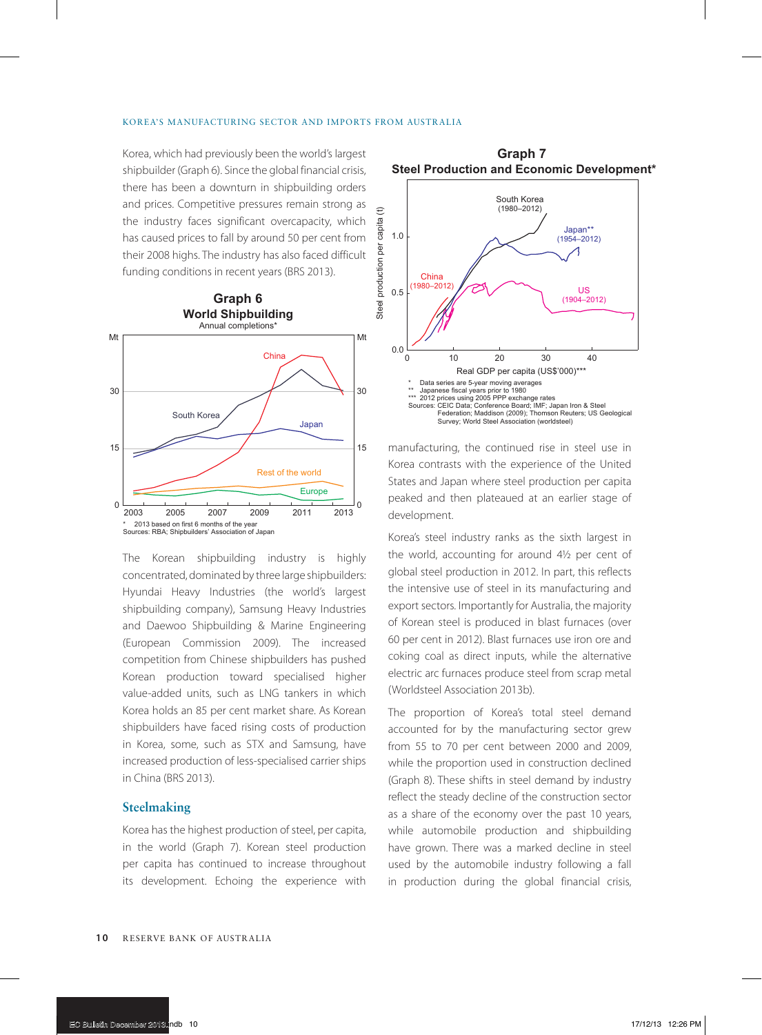Korea, which had previously been the world's largest shipbuilder (Graph 6). Since the global financial crisis, there has been a downturn in shipbuilding orders and prices. Competitive pressures remain strong as the industry faces significant overcapacity, which has caused prices to fall by around 50 per cent from their 2008 highs. The industry has also faced difficult funding conditions in recent years (BRS 2013).

**Graph 6**
**World Shipbuilding**
Annual completions*

\* 2013 based on first 6 months of the year
Sources: RBA; Shipbuilders' Association of Japan

The Korean shipbuilding industry is highly concentrated, dominated by three large shipbuilders: Hyundai Heavy Industries (the world's largest shipbuilding company), Samsung Heavy Industries and Daewoo Shipbuilding & Marine Engineering (European Commission 2009). The increased competition from Chinese shipbuilders has pushed Korean production toward specialised higher value-added units, such as LNG tankers in which Korea holds an 85 per cent market share. As Korean shipbuilders have faced rising costs of production in Korea, some, such as STX and Samsung, have increased production of less-specialised carrier ships in China (BRS 2013).

## Steelmaking

Korea has the highest production of steel, per capita, in the world (Graph 7). Korean steel production per capita has continued to increase throughout its development. Echoing the experience with manufacturing, the continued rise in steel use in Korea contrasts with the experience of the United States and Japan where steel production per capita peaked and then plateaued at an earlier stage of development.

**Graph 7**
**Steel Production and Economic Development***

\* Data series are 5-year moving averages
\*\* Japanese fiscal years prior to 1980
\*\*\* 2012 prices using 2005 PPP exchange rates
Sources: CEIC Data; Conference Board; IMF; Japan Iron & Steel Federation; Maddison (2009); Thomson Reuters; US Geological Survey; World Steel Association (worldsteel)

Korea's steel industry ranks as the sixth largest in the world, accounting for around 4½ per cent of global steel production in 2012. In part, this reflects the intensive use of steel in its manufacturing and export sectors. Importantly for Australia, the majority of Korean steel is produced in blast furnaces (over 60 per cent in 2012). Blast furnaces use iron ore and coking coal as direct inputs, while the alternative electric arc furnaces produce steel from scrap metal (Worldsteel Association 2013b).

The proportion of Korea's total steel demand accounted for by the manufacturing sector grew from 55 to 70 per cent between 2000 and 2009, while the proportion used in construction declined (Graph 8). These shifts in steel demand by industry reflect the steady decline of the construction sector as a share of the economy over the past 10 years, while automobile production and shipbuilding have grown. There was a marked decline in steel used by the automobile industry following a fall in production during the global financial crisis,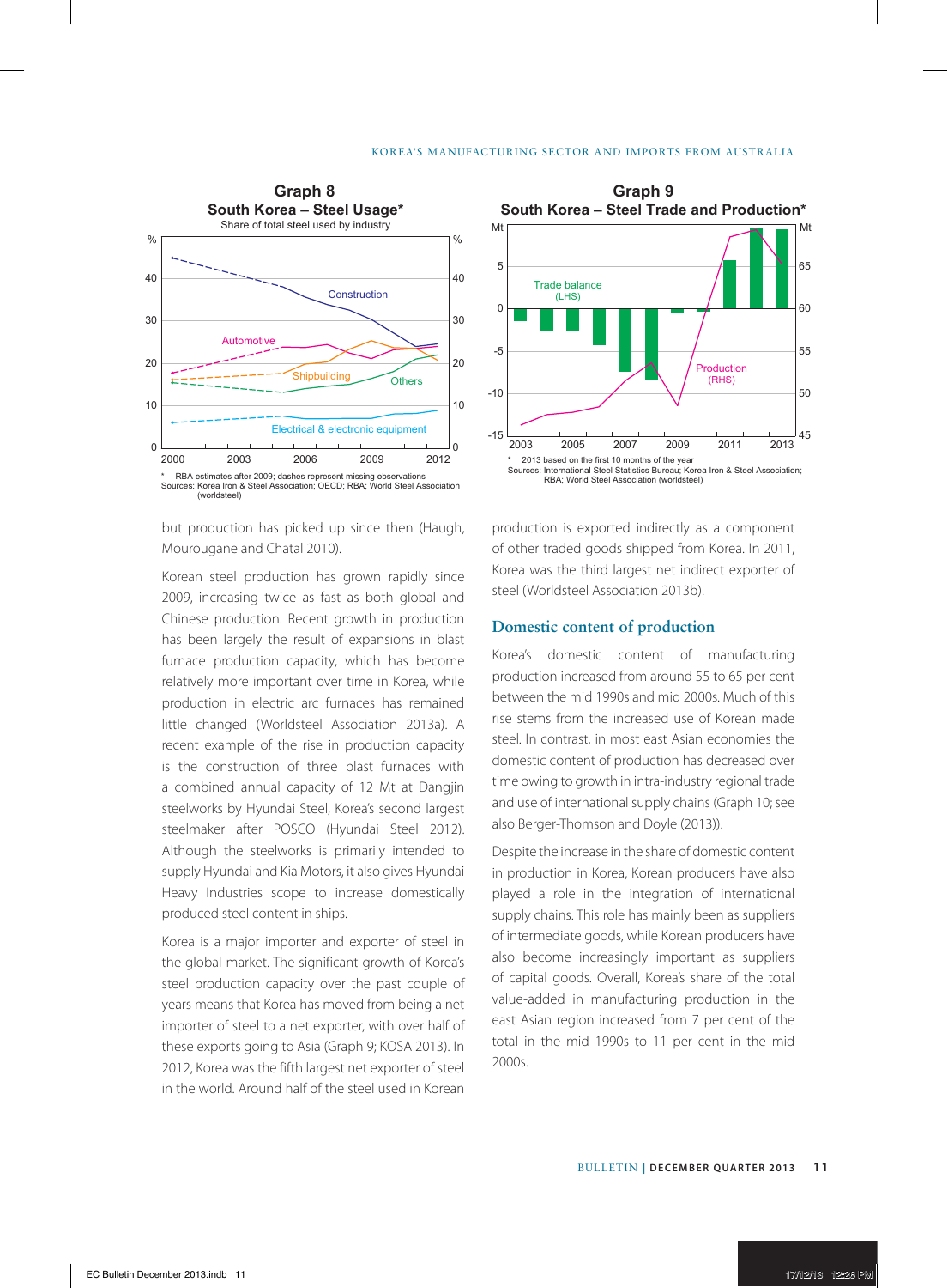**Graph 8**
**South Korea – Steel Usage***
Share of total steel used by industry

\* RBA estimates after 2009; dashes represent missing observations
Sources: Korea Iron & Steel Association; OECD; RBA; World Steel Association (worldsteel)

**Graph 9**
**South Korea – Steel Trade and Production***

\* 2013 based on the first 10 months of the year
Sources: International Steel Statistics Bureau; Korea Iron & Steel Association; RBA; World Steel Association (worldsteel)

but production has picked up since then (Haugh, Mourougane and Chatal 2010).

Korean steel production has grown rapidly since 2009, increasing twice as fast as both global and Chinese production. Recent growth in production has been largely the result of expansions in blast furnace production capacity, which has become relatively more important over time in Korea, while production in electric arc furnaces has remained little changed (Worldsteel Association 2013a). A recent example of the rise in production capacity is the construction of three blast furnaces with a combined annual capacity of 12 Mt at Dangjin steelworks by Hyundai Steel, Korea's second largest steelmaker after POSCO (Hyundai Steel 2012). Although the steelworks is primarily intended to supply Hyundai and Kia Motors, it also gives Hyundai Heavy Industries scope to increase domestically produced steel content in ships.

Korea is a major importer and exporter of steel in the global market. The significant growth of Korea's steel production capacity over the past couple of years means that Korea has moved from being a net importer of steel to a net exporter, with over half of these exports going to Asia (Graph 9; KOSA 2013). In 2012, Korea was the fifth largest net exporter of steel in the world. Around half of the steel used in Korean production is exported indirectly as a component of other traded goods shipped from Korea. In 2011, Korea was the third largest net indirect exporter of steel (Worldsteel Association 2013b).

## Domestic content of production

Korea's domestic content of manufacturing production increased from around 55 to 65 per cent between the mid 1990s and mid 2000s. Much of this rise stems from the increased use of Korean made steel. In contrast, in most east Asian economies the domestic content of production has decreased over time owing to growth in intra-industry regional trade and use of international supply chains (Graph 10; see also Berger-Thomson and Doyle (2013)).

Despite the increase in the share of domestic content in production in Korea, Korean producers have also played a role in the integration of international supply chains. This role has mainly been as suppliers of intermediate goods, while Korean producers have also become increasingly important as suppliers of capital goods. Overall, Korea's share of the total value-added in manufacturing production in the east Asian region increased from 7 per cent of the total in the mid 1990s to 11 per cent in the mid 2000s.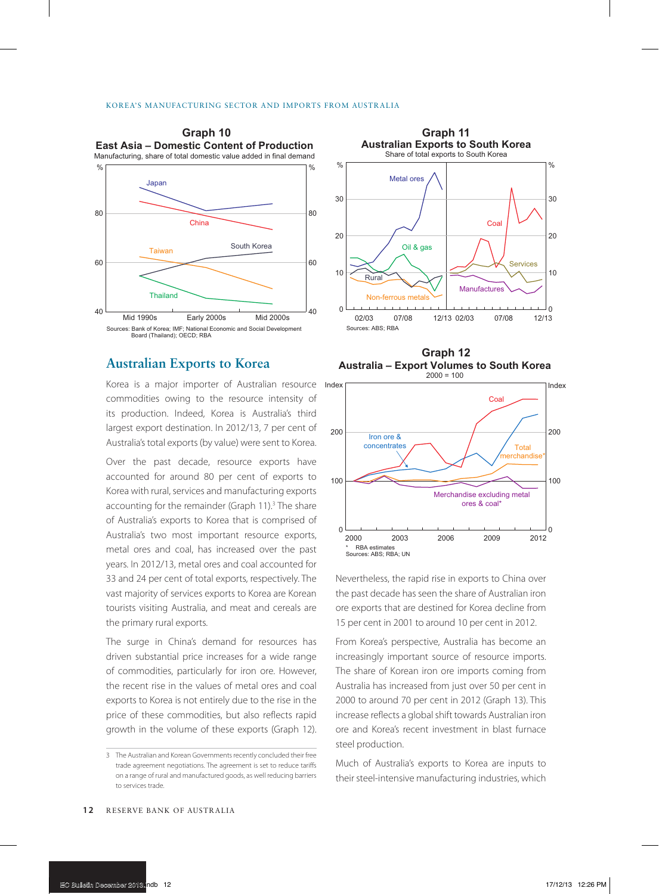**Graph 10**
**East Asia – Domestic Content of Production**
Manufacturing, share of total domestic value added in final demand

Sources: Bank of Korea; IMF; National Economic and Social Development Board (Thailand); OECD; RBA

**Graph 11**
**Australian Exports to South Korea**
Share of total exports to South Korea

Sources: ABS; RBA

## Australian Exports to Korea

Korea is a major importer of Australian resource commodities owing to the resource intensity of its production. Indeed, Korea is Australia's third largest export destination. In 2012/13, 7 per cent of Australia's total exports (by value) were sent to Korea.

Over the past decade, resource exports have accounted for around 80 per cent of exports to Korea with rural, services and manufacturing exports accounting for the remainder (Graph 11).[3] The share of Australia's exports to Korea that is comprised of Australia's two most important resource exports, metal ores and coal, has increased over the past years. In 2012/13, metal ores and coal accounted for 33 and 24 per cent of total exports, respectively. The vast majority of services exports to Korea are Korean tourists visiting Australia, and meat and cereals are the primary rural exports.

The surge in China's demand for resources has driven substantial price increases for a wide range of commodities, particularly for iron ore. However, the recent rise in the values of metal ores and coal exports to Korea is not entirely due to the rise in the price of these commodities, but also reflects rapid growth in the volume of these exports (Graph 12).

**Graph 12**
**Australia – Export Volumes to South Korea**
2000 = 100

\* RBA estimates
Sources: ABS; RBA; UN

Nevertheless, the rapid rise in exports to China over the past decade has seen the share of Australian iron ore exports that are destined for Korea decline from 15 per cent in 2001 to around 10 per cent in 2012.

From Korea's perspective, Australia has become an increasingly important source of resource imports. The share of Korean iron ore imports coming from Australia has increased from just over 50 per cent in 2000 to around 70 per cent in 2012 (Graph 13). This increase reflects a global shift towards Australian iron ore and Korea's recent investment in blast furnace steel production.

Much of Australia's exports to Korea are inputs to their steel-intensive manufacturing industries, which

---

3 The Australian and Korean Governments recently concluded their free trade agreement negotiations. The agreement is set to reduce tariffs on a range of rural and manufactured goods, as well reducing barriers to services trade.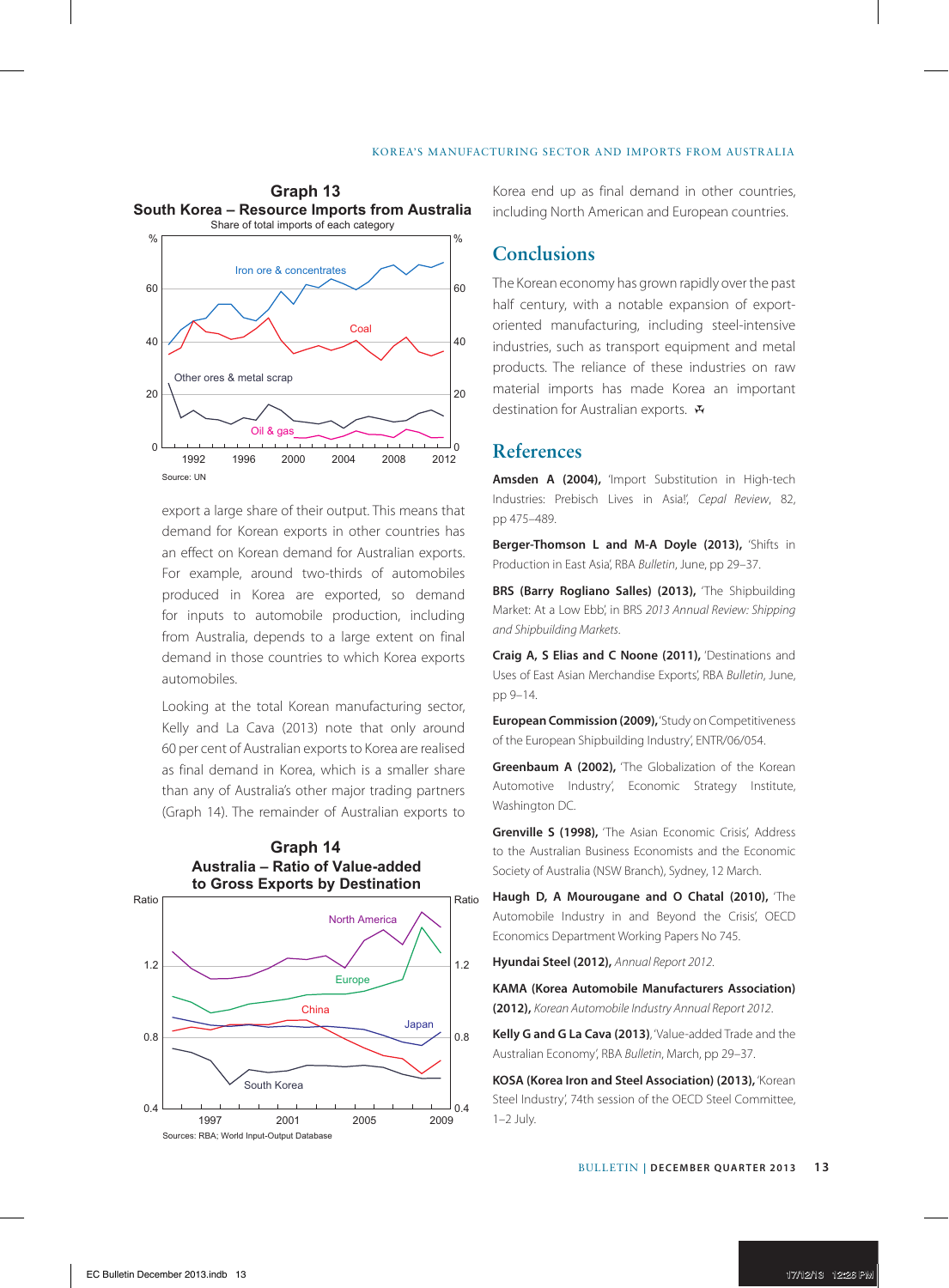**Graph 13**
**South Korea – Resource Imports from Australia**
Share of total imports of each category

Source: UN

export a large share of their output. This means that demand for Korean exports in other countries has an effect on Korean demand for Australian exports. For example, around two-thirds of automobiles produced in Korea are exported, so demand for inputs to automobile production, including from Australia, depends to a large extent on final demand in those countries to which Korea exports automobiles.

Looking at the total Korean manufacturing sector, Kelly and La Cava (2013) note that only around 60 per cent of Australian exports to Korea are realised as final demand in Korea, which is a smaller share than any of Australia's other major trading partners (Graph 14). The remainder of Australian exports to Korea end up as final demand in other countries, including North American and European countries.

**Graph 14**
**Australia – Ratio of Value-added to Gross Exports by Destination**

Sources: RBA; World Input-Output Database

## Conclusions

The Korean economy has grown rapidly over the past half century, with a notable expansion of export-oriented manufacturing, including steel-intensive industries, such as transport equipment and metal products. The reliance of these industries on raw material imports has made Korea an important destination for Australian exports.

## References

**Amsden A (2004),** 'Import Substitution in High-tech Industries: Prebisch Lives in Asia!', *Cepal Review*, 82, pp 475–489.

**Berger-Thomson L and M-A Doyle (2013),** 'Shifts in Production in East Asia', RBA *Bulletin*, June, pp 29–37.

**BRS (Barry Rogliano Salles) (2013),** 'The Shipbuilding Market: At a Low Ebb', in BRS *2013 Annual Review: Shipping and Shipbuilding Markets*.

**Craig A, S Elias and C Noone (2011),** 'Destinations and Uses of East Asian Merchandise Exports', RBA *Bulletin*, June, pp 9–14.

**European Commission (2009),** 'Study on Competitiveness of the European Shipbuilding Industry', ENTR/06/054.

**Greenbaum A (2002),** 'The Globalization of the Korean Automotive Industry', Economic Strategy Institute, Washington DC.

**Grenville S (1998),** 'The Asian Economic Crisis', Address to the Australian Business Economists and the Economic Society of Australia (NSW Branch), Sydney, 12 March.

**Haugh D, A Mourougane and O Chatal (2010),** 'The Automobile Industry in and Beyond the Crisis', OECD Economics Department Working Papers No 745.

**Hyundai Steel (2012),** *Annual Report 2012*.

**KAMA (Korea Automobile Manufacturers Association) (2012),** *Korean Automobile Industry Annual Report 2012*.

**Kelly G and G La Cava (2013)**, 'Value-added Trade and the Australian Economy', RBA *Bulletin*, March, pp 29–37.

**KOSA (Korea Iron and Steel Association) (2013),** 'Korean Steel Industry', 74th session of the OECD Steel Committee, 1–2 July.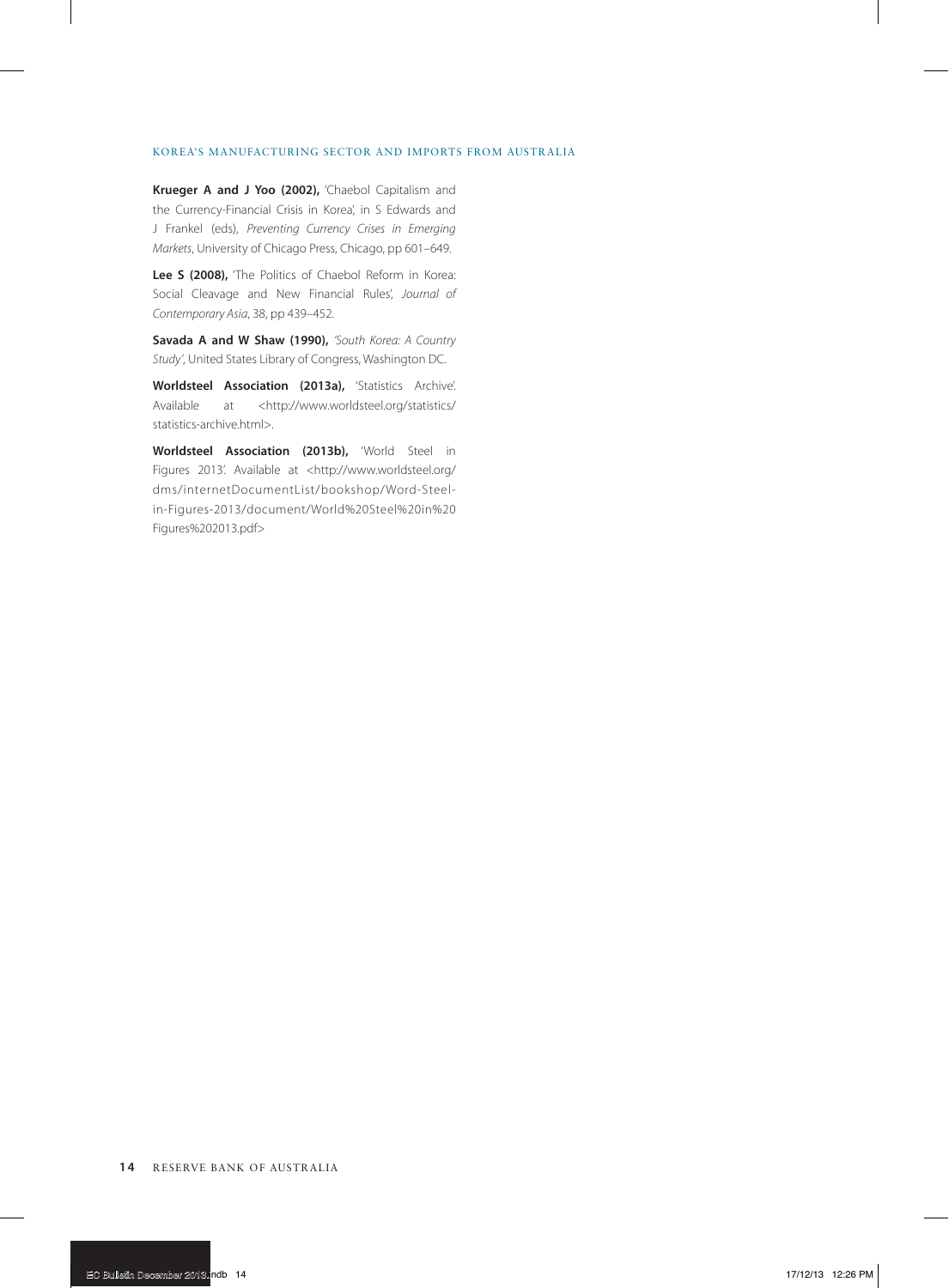**Krueger A and J Yoo (2002),** 'Chaebol Capitalism and the Currency-Financial Crisis in Korea', in S Edwards and J Frankel (eds), *Preventing Currency Crises in Emerging Markets*, University of Chicago Press, Chicago, pp 601–649.

**Lee S (2008),** 'The Politics of Chaebol Reform in Korea: Social Cleavage and New Financial Rules', *Journal of Contemporary Asia*, 38, pp 439–452.

**Savada A and W Shaw (1990),** *'South Korea: A Country Study'*, United States Library of Congress, Washington DC.

**Worldsteel Association (2013a),** 'Statistics Archive'. Available at <http://www.worldsteel.org/statistics/statistics-archive.html>.

**Worldsteel Association (2013b),** 'World Steel in Figures 2013'. Available at <http://www.worldsteel.org/dms/internetDocumentList/bookshop/Word-Steel-in-Figures-2013/document/World%20Steel%20in%20Figures%202013.pdf>